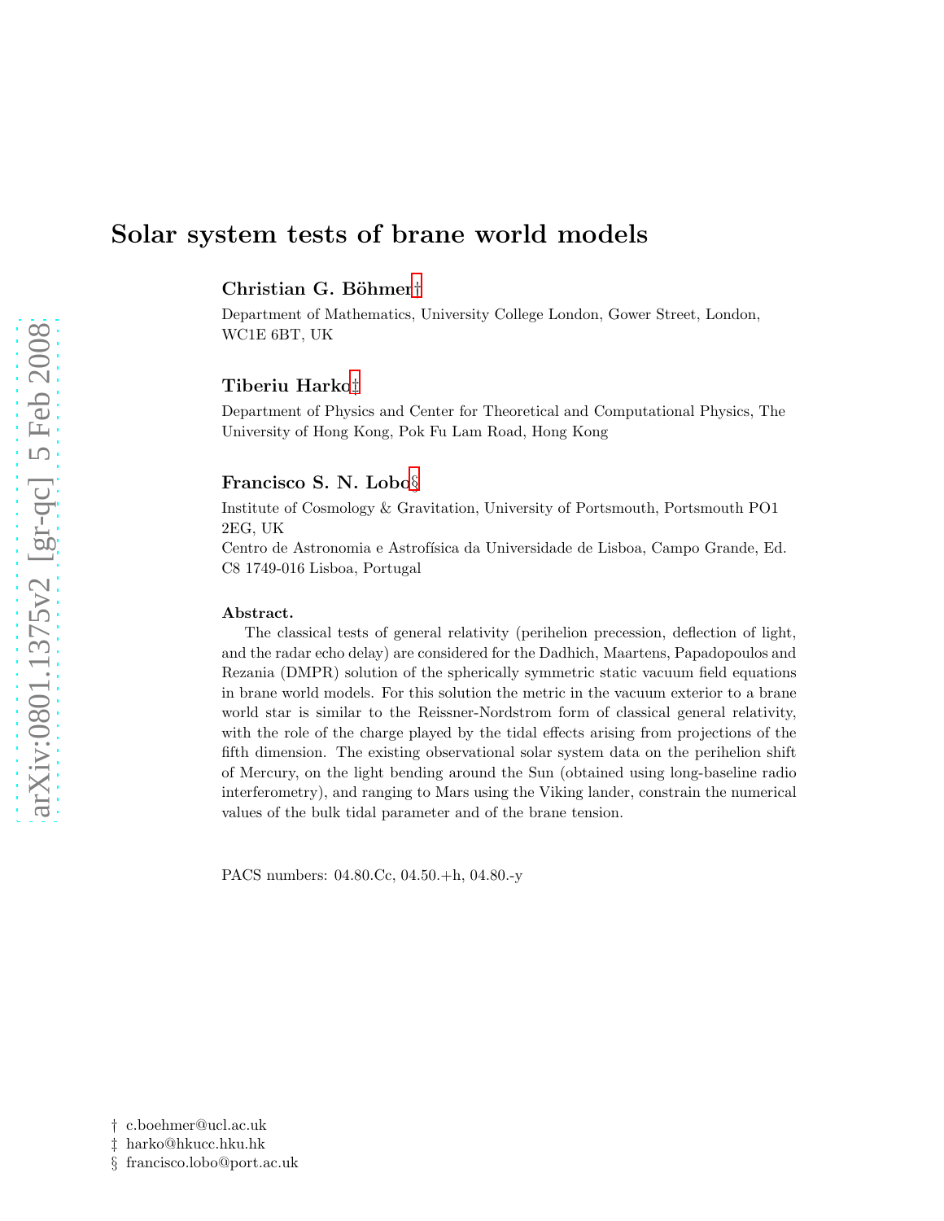# Solar system tests of brane world models

**Christian G. Böhmer**[†]

Department of Mathematics, University College London, Gower Street, London, WC1E 6BT, UK

**Tiberiu Harko**[‡]

Department of Physics and Center for Theoretical and Computational Physics, The University of Hong Kong, Pok Fu Lam Road, Hong Kong

**Francisco S. N. Lobo**[§]

Institute of Cosmology & Gravitation, University of Portsmouth, Portsmouth PO1 2EG, UK

Centro de Astronomia e Astrofísica da Universidade de Lisboa, Campo Grande, Ed. C8 1749-016 Lisboa, Portugal

**Abstract.** The classical tests of general relativity (perihelion precession, deflection of light, and the radar echo delay) are considered for the Dadhich, Maartens, Papadopoulos and Rezania (DMPR) solution of the spherically symmetric static vacuum field equations in brane world models. For this solution the metric in the vacuum exterior to a brane world star is similar to the Reissner-Nordstrom form of classical general relativity, with the role of the charge played by the tidal effects arising from projections of the fifth dimension. The existing observational solar system data on the perihelion shift of Mercury, on the light bending around the Sun (obtained using long-baseline radio interferometry), and ranging to Mars using the Viking lander, constrain the numerical values of the bulk tidal parameter and of the brane tension.

PACS numbers: 04.80.Cc, 04.50.+h, 04.80.-y

† c.boehmer@ucl.ac.uk
‡ harko@hkucc.hku.hk
§ francisco.lobo@port.ac.uk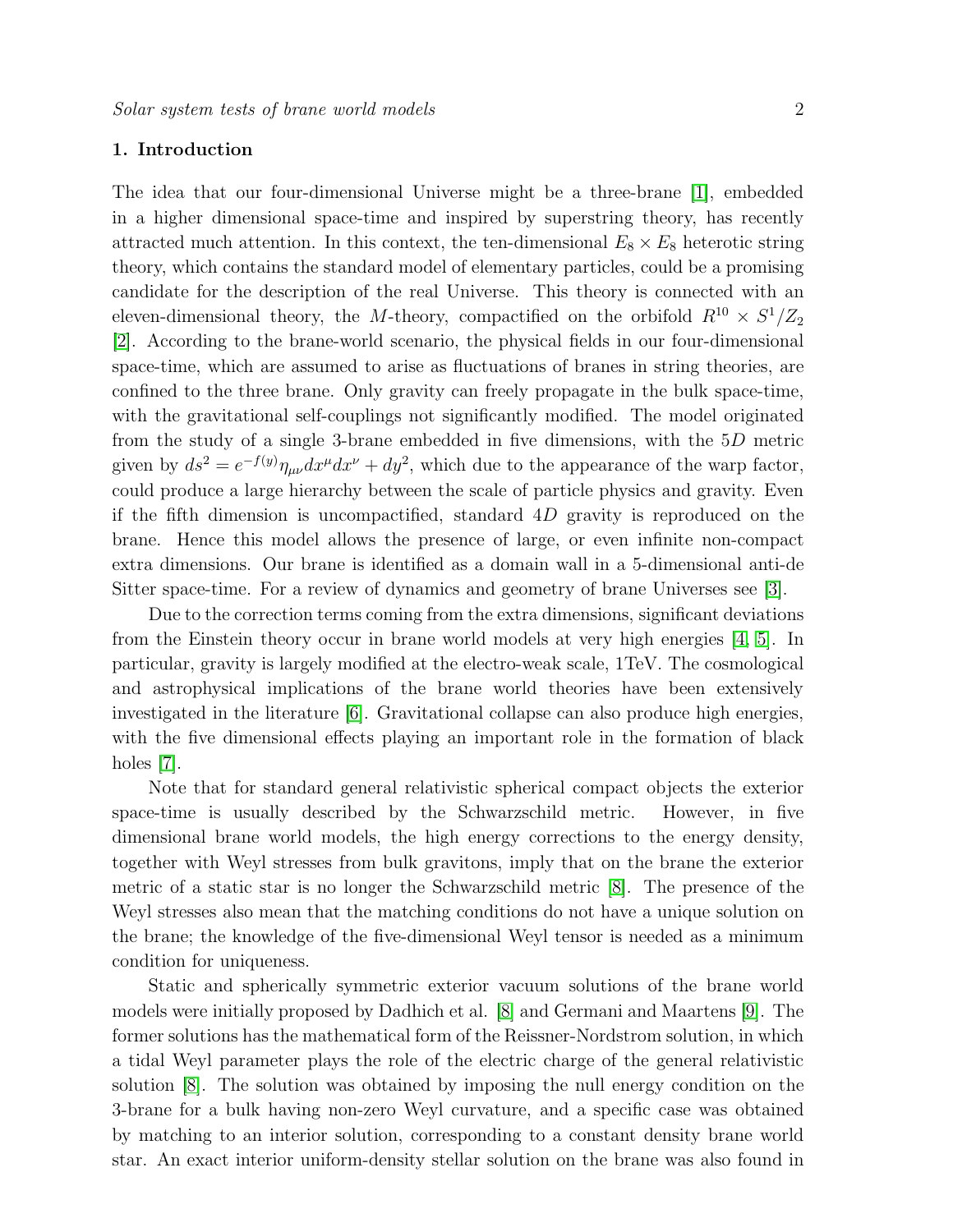## 1. Introduction

The idea that our four-dimensional Universe might be a three-brane [1], embedded in a higher dimensional space-time and inspired by superstring theory, has recently attracted much attention. In this context, the ten-dimensional $E_8 \times E_8$ heterotic string theory, which contains the standard model of elementary particles, could be a promising candidate for the description of the real Universe. This theory is connected with an eleven-dimensional theory, the $M$-theory, compactified on the orbifold $R^{10} \times S^1/Z_2$ [2]. According to the brane-world scenario, the physical fields in our four-dimensional space-time, which are assumed to arise as fluctuations of branes in string theories, are confined to the three brane. Only gravity can freely propagate in the bulk space-time, with the gravitational self-couplings not significantly modified. The model originated from the study of a single 3-brane embedded in five dimensions, with the $5D$ metric given by $ds^2 = e^{-f(y)}\eta_{\mu\nu}dx^\mu dx^\nu + dy^2$, which due to the appearance of the warp factor, could produce a large hierarchy between the scale of particle physics and gravity. Even if the fifth dimension is uncompactified, standard $4D$ gravity is reproduced on the brane. Hence this model allows the presence of large, or even infinite non-compact extra dimensions. Our brane is identified as a domain wall in a 5-dimensional anti-de Sitter space-time. For a review of dynamics and geometry of brane Universes see [3].

Due to the correction terms coming from the extra dimensions, significant deviations from the Einstein theory occur in brane world models at very high energies [4, 5]. In particular, gravity is largely modified at the electro-weak scale, 1TeV. The cosmological and astrophysical implications of the brane world theories have been extensively investigated in the literature [6]. Gravitational collapse can also produce high energies, with the five dimensional effects playing an important role in the formation of black holes [7].

Note that for standard general relativistic spherical compact objects the exterior space-time is usually described by the Schwarzschild metric. However, in five dimensional brane world models, the high energy corrections to the energy density, together with Weyl stresses from bulk gravitons, imply that on the brane the exterior metric of a static star is no longer the Schwarzschild metric [8]. The presence of the Weyl stresses also mean that the matching conditions do not have a unique solution on the brane; the knowledge of the five-dimensional Weyl tensor is needed as a minimum condition for uniqueness.

Static and spherically symmetric exterior vacuum solutions of the brane world models were initially proposed by Dadhich et al. [8] and Germani and Maartens [9]. The former solutions has the mathematical form of the Reissner-Nordstrom solution, in which a tidal Weyl parameter plays the role of the electric charge of the general relativistic solution [8]. The solution was obtained by imposing the null energy condition on the 3-brane for a bulk having non-zero Weyl curvature, and a specific case was obtained by matching to an interior solution, corresponding to a constant density brane world star. An exact interior uniform-density stellar solution on the brane was also found in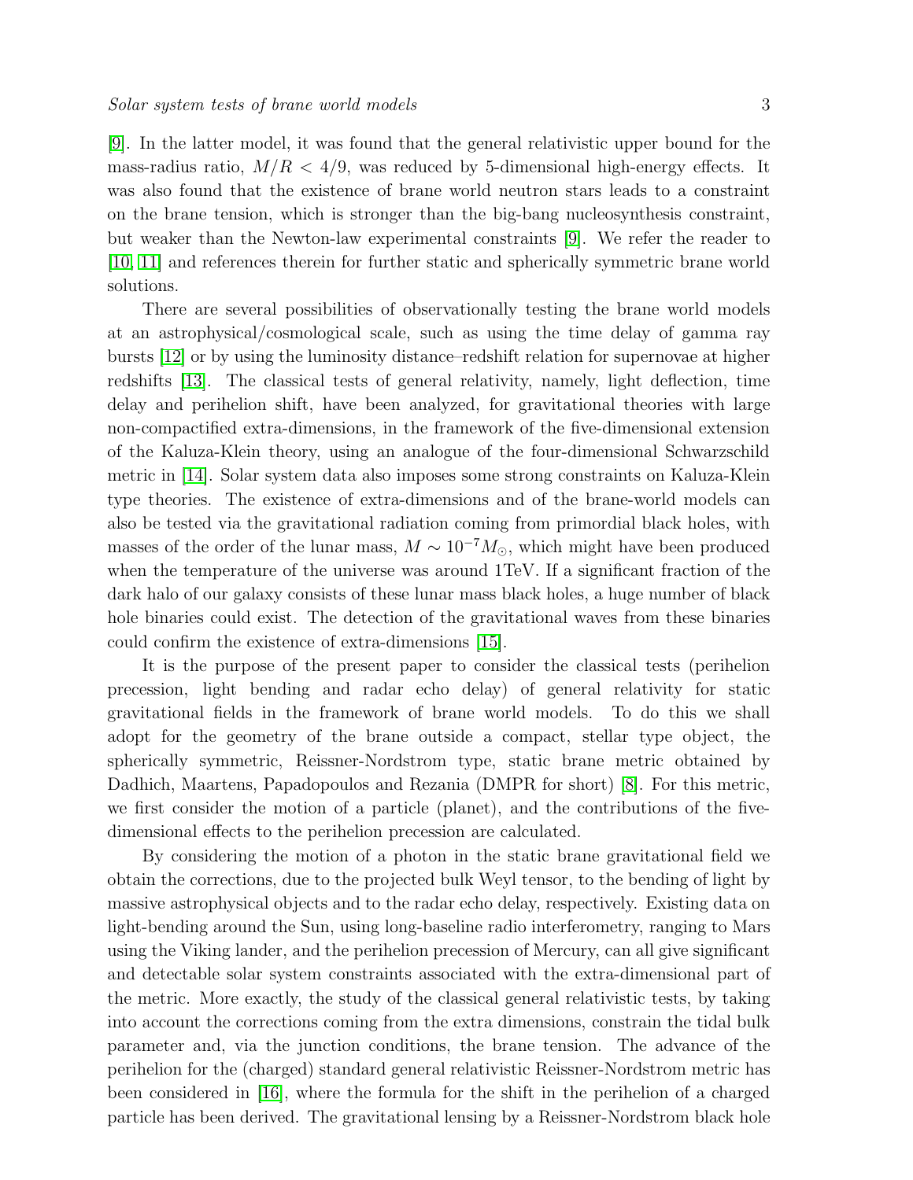[9]. In the latter model, it was found that the general relativistic upper bound for the mass-radius ratio, $M/R < 4/9$, was reduced by 5-dimensional high-energy effects. It was also found that the existence of brane world neutron stars leads to a constraint on the brane tension, which is stronger than the big-bang nucleosynthesis constraint, but weaker than the Newton-law experimental constraints [9]. We refer the reader to [10, 11] and references therein for further static and spherically symmetric brane world solutions.

There are several possibilities of observationally testing the brane world models at an astrophysical/cosmological scale, such as using the time delay of gamma ray bursts [12] or by using the luminosity distance–redshift relation for supernovae at higher redshifts [13]. The classical tests of general relativity, namely, light deflection, time delay and perihelion shift, have been analyzed, for gravitational theories with large non-compactified extra-dimensions, in the framework of the five-dimensional extension of the Kaluza-Klein theory, using an analogue of the four-dimensional Schwarzschild metric in [14]. Solar system data also imposes some strong constraints on Kaluza-Klein type theories. The existence of extra-dimensions and of the brane-world models can also be tested via the gravitational radiation coming from primordial black holes, with masses of the order of the lunar mass, $M \sim 10^{-7} M_{\odot}$, which might have been produced when the temperature of the universe was around 1TeV. If a significant fraction of the dark halo of our galaxy consists of these lunar mass black holes, a huge number of black hole binaries could exist. The detection of the gravitational waves from these binaries could confirm the existence of extra-dimensions [15].

It is the purpose of the present paper to consider the classical tests (perihelion precession, light bending and radar echo delay) of general relativity for static gravitational fields in the framework of brane world models. To do this we shall adopt for the geometry of the brane outside a compact, stellar type object, the spherically symmetric, Reissner-Nordstrom type, static brane metric obtained by Dadhich, Maartens, Papadopoulos and Rezania (DMPR for short) [8]. For this metric, we first consider the motion of a particle (planet), and the contributions of the five-dimensional effects to the perihelion precession are calculated.

By considering the motion of a photon in the static brane gravitational field we obtain the corrections, due to the projected bulk Weyl tensor, to the bending of light by massive astrophysical objects and to the radar echo delay, respectively. Existing data on light-bending around the Sun, using long-baseline radio interferometry, ranging to Mars using the Viking lander, and the perihelion precession of Mercury, can all give significant and detectable solar system constraints associated with the extra-dimensional part of the metric. More exactly, the study of the classical general relativistic tests, by taking into account the corrections coming from the extra dimensions, constrain the tidal bulk parameter and, via the junction conditions, the brane tension. The advance of the perihelion for the (charged) standard general relativistic Reissner-Nordstrom metric has been considered in [16], where the formula for the shift in the perihelion of a charged particle has been derived. The gravitational lensing by a Reissner-Nordstrom black hole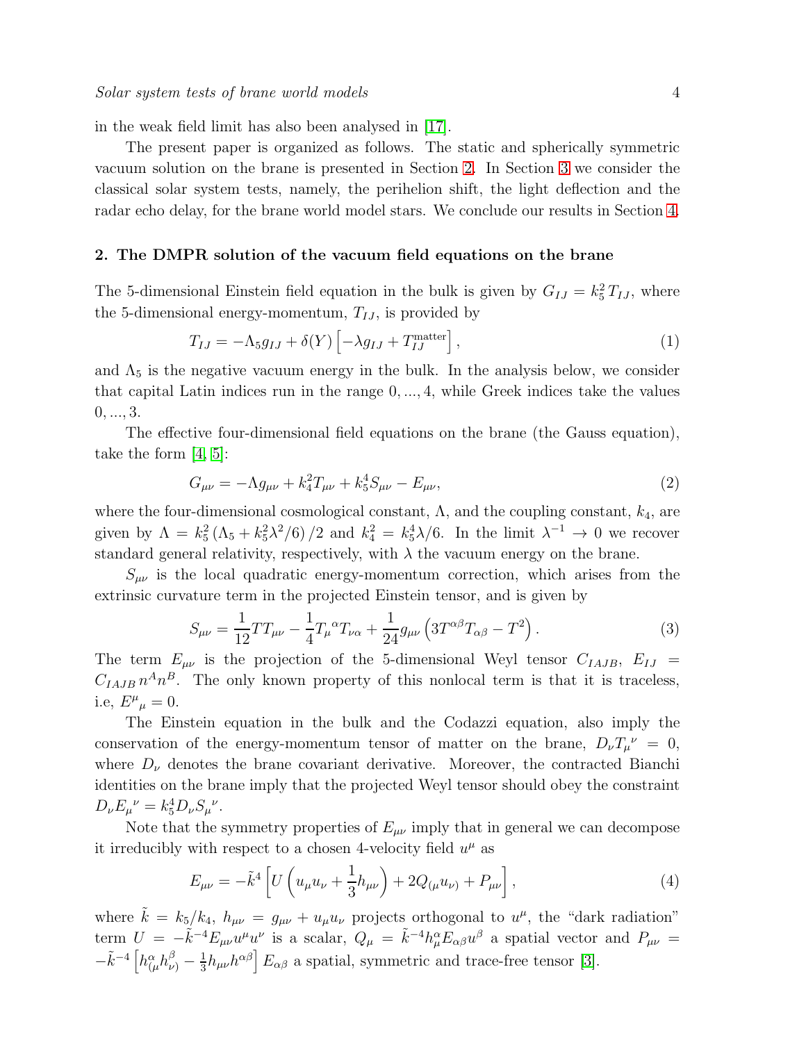in the weak field limit has also been analysed in [17].

The present paper is organized as follows. The static and spherically symmetric vacuum solution on the brane is presented in Section 2. In Section 3 we consider the classical solar system tests, namely, the perihelion shift, the light deflection and the radar echo delay, for the brane world model stars. We conclude our results in Section 4.

## 2. The DMPR solution of the vacuum field equations on the brane

The 5-dimensional Einstein field equation in the bulk is given by $G_{IJ} = k_5^2 T_{IJ}$, where the 5-dimensional energy-momentum, $T_{IJ}$, is provided by

$$T_{IJ} = -\Lambda_5 g_{IJ} + \delta(Y)\left[-\lambda g_{IJ} + T_{IJ}^{\rm matter}\right], \tag{1}$$

and $\Lambda_5$ is the negative vacuum energy in the bulk. In the analysis below, we consider that capital Latin indices run in the range $0, ..., 4$, while Greek indices take the values $0, ..., 3$.

The effective four-dimensional field equations on the brane (the Gauss equation), take the form [4, 5]:

$$G_{\mu\nu} = -\Lambda g_{\mu\nu} + k_4^2 T_{\mu\nu} + k_5^4 S_{\mu\nu} - E_{\mu\nu}, \tag{2}$$

where the four-dimensional cosmological constant, $\Lambda$, and the coupling constant, $k_4$, are given by $\Lambda = k_5^2\left(\Lambda_5 + k_5^2\lambda^2/6\right)/2$ and $k_4^2 = k_5^4\lambda/6$. In the limit $\lambda^{-1} \rightarrow 0$ we recover standard general relativity, respectively, with $\lambda$ the vacuum energy on the brane.

$S_{\mu\nu}$ is the local quadratic energy-momentum correction, which arises from the extrinsic curvature term in the projected Einstein tensor, and is given by

$$S_{\mu\nu} = \frac{1}{12} T T_{\mu\nu} - \frac{1}{4} T_\mu{}^\alpha T_{\nu\alpha} + \frac{1}{24} g_{\mu\nu}\left(3T^{\alpha\beta}T_{\alpha\beta} - T^2\right). \tag{3}$$

The term $E_{\mu\nu}$ is the projection of the 5-dimensional Weyl tensor $C_{IAJB}$, $E_{IJ} = C_{IAJB}\, n^A n^B$. The only known property of this nonlocal term is that it is traceless, i.e, $E^\mu{}_\mu = 0$.

The Einstein equation in the bulk and the Codazzi equation, also imply the conservation of the energy-momentum tensor of matter on the brane, $D_\nu T_\mu{}^\nu = 0$, where $D_\nu$ denotes the brane covariant derivative. Moreover, the contracted Bianchi identities on the brane imply that the projected Weyl tensor should obey the constraint $D_\nu E_\mu{}^\nu = k_5^4 D_\nu S_\mu{}^\nu$.

Note that the symmetry properties of $E_{\mu\nu}$ imply that in general we can decompose it irreducibly with respect to a chosen 4-velocity field $u^\mu$ as

$$E_{\mu\nu} = -\tilde{k}^4\left[U\left(u_\mu u_\nu + \frac{1}{3}h_{\mu\nu}\right) + 2Q_{(\mu}u_{\nu)} + P_{\mu\nu}\right], \tag{4}$$

where $\tilde{k} = k_5/k_4$, $h_{\mu\nu} = g_{\mu\nu} + u_\mu u_\nu$ projects orthogonal to $u^\mu$, the "dark radiation" term $U = -\tilde{k}^{-4} E_{\mu\nu}u^\mu u^\nu$ is a scalar, $Q_\mu = \tilde{k}^{-4} h_\mu^\alpha E_{\alpha\beta} u^\beta$ a spatial vector and $P_{\mu\nu} = -\tilde{k}^{-4}\left[h_{(\mu}^\alpha h_{\nu)}^\beta - \frac{1}{3}h_{\mu\nu}h^{\alpha\beta}\right] E_{\alpha\beta}$ a spatial, symmetric and trace-free tensor [3].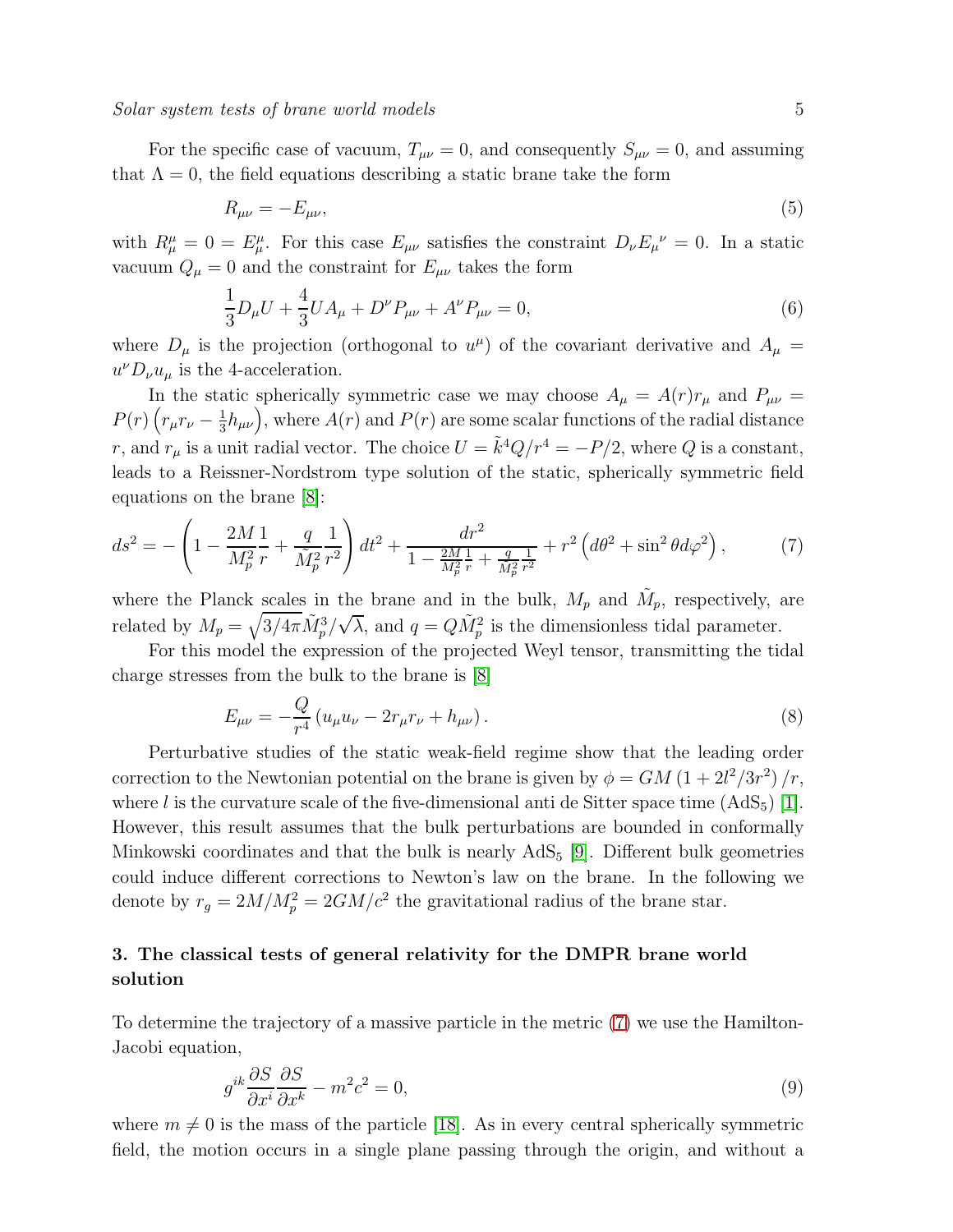For the specific case of vacuum, $T_{\mu\nu} = 0$, and consequently $S_{\mu\nu} = 0$, and assuming that $\Lambda = 0$, the field equations describing a static brane take the form

$$R_{\mu\nu} = -E_{\mu\nu}, \tag{5}$$

with $R^{\mu}_{\mu} = 0 = E^{\mu}_{\mu}$. For this case $E_{\mu\nu}$ satisfies the constraint $D_{\nu}E_{\mu}{}^{\nu} = 0$. In a static vacuum $Q_{\mu} = 0$ and the constraint for $E_{\mu\nu}$ takes the form

$$\frac{1}{3}D_{\mu}U + \frac{4}{3}UA_{\mu} + D^{\nu}P_{\mu\nu} + A^{\nu}P_{\mu\nu} = 0, \tag{6}$$

where $D_{\mu}$ is the projection (orthogonal to $u^{\mu}$) of the covariant derivative and $A_{\mu} = u^{\nu}D_{\nu}u_{\mu}$ is the 4-acceleration.

In the static spherically symmetric case we may choose $A_{\mu} = A(r)r_{\mu}$ and $P_{\mu\nu} = P(r)\left(r_{\mu}r_{\nu} - \frac{1}{3}h_{\mu\nu}\right)$, where $A(r)$ and $P(r)$ are some scalar functions of the radial distance $r$, and $r_{\mu}$ is a unit radial vector. The choice $U = \tilde{k}^4 Q/r^4 = -P/2$, where $Q$ is a constant, leads to a Reissner-Nordstrom type solution of the static, spherically symmetric field equations on the brane [8]:

$$ds^2 = -\left(1 - \frac{2M}{M_p^2}\frac{1}{r} + \frac{q}{\tilde{M}_p^2}\frac{1}{r^2}\right)dt^2 + \frac{dr^2}{1 - \frac{2M}{M_p^2}\frac{1}{r} + \frac{q}{\tilde{M}_p^2}\frac{1}{r^2}} + r^2\left(d\theta^2 + \sin^2\theta d\varphi^2\right), \tag{7}$$

where the Planck scales in the brane and in the bulk, $M_p$ and $\tilde{M}_p$, respectively, are related by $M_p = \sqrt{3/4\pi}\tilde{M}_p^3/\sqrt{\lambda}$, and $q = Q\tilde{M}_p^2$ is the dimensionless tidal parameter.

For this model the expression of the projected Weyl tensor, transmitting the tidal charge stresses from the bulk to the brane is [8]

$$E_{\mu\nu} = -\frac{Q}{r^4}\left(u_{\mu}u_{\nu} - 2r_{\mu}r_{\nu} + h_{\mu\nu}\right). \tag{8}$$

Perturbative studies of the static weak-field regime show that the leading order correction to the Newtonian potential on the brane is given by $\phi = GM\left(1 + 2l^2/3r^2\right)/r$, where $l$ is the curvature scale of the five-dimensional anti de Sitter space time ($AdS_5$) [1]. However, this result assumes that the bulk perturbations are bounded in conformally Minkowski coordinates and that the bulk is nearly $AdS_5$ [9]. Different bulk geometries could induce different corrections to Newton's law on the brane. In the following we denote by $r_g = 2M/M_p^2 = 2GM/c^2$ the gravitational radius of the brane star.

## 3. The classical tests of general relativity for the DMPR brane world solution

To determine the trajectory of a massive particle in the metric (7) we use the Hamilton-Jacobi equation,

$$g^{ik}\frac{\partial S}{\partial x^i}\frac{\partial S}{\partial x^k} - m^2c^2 = 0, \tag{9}$$

where $m \neq 0$ is the mass of the particle [18]. As in every central spherically symmetric field, the motion occurs in a single plane passing through the origin, and without a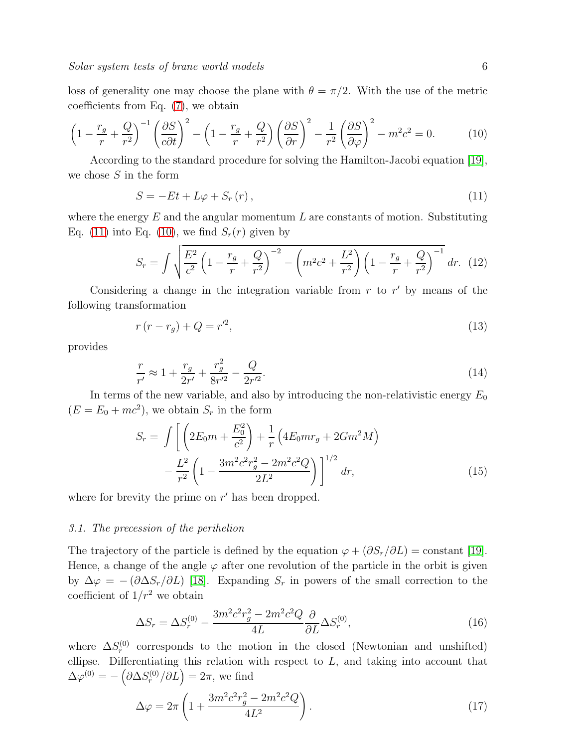loss of generality one may choose the plane with $\theta = \pi/2$. With the use of the metric coefficients from Eq. (7), we obtain

$$\left(1-\frac{r_g}{r}+\frac{Q}{r^2}\right)^{-1}\left(\frac{\partial S}{c\partial t}\right)^2-\left(1-\frac{r_g}{r}+\frac{Q}{r^2}\right)\left(\frac{\partial S}{\partial r}\right)^2-\frac{1}{r^2}\left(\frac{\partial S}{\partial \varphi}\right)^2-m^2c^2=0. \tag{10}$$

According to the standard procedure for solving the Hamilton-Jacobi equation [19], we chose $S$ in the form

$$S=-Et+L\varphi+S_r\left(r\right), \tag{11}$$

where the energy $E$ and the angular momentum $L$ are constants of motion. Substituting Eq. (11) into Eq. (10), we find $S_r(r)$ given by

$$S_r=\int\sqrt{\frac{E^2}{c^2}\left(1-\frac{r_g}{r}+\frac{Q}{r^2}\right)^{-2}-\left(m^2c^2+\frac{L^2}{r^2}\right)\left(1-\frac{r_g}{r}+\frac{Q}{r^2}\right)^{-1}}\,dr. \tag{12}$$

Considering a change in the integration variable from $r$ to $r'$ by means of the following transformation

$$r\left(r-r_g\right)+Q=r'^2, \tag{13}$$

provides

$$\frac{r}{r'}\approx 1+\frac{r_g}{2r'}+\frac{r_g^2}{8r'^2}-\frac{Q}{2r'^2}. \tag{14}$$

In terms of the new variable, and also by introducing the non-relativistic energy $E_0$ ($E=E_0+mc^2$), we obtain $S_r$ in the form

$$S_r=\int\left[\left(2E_0m+\frac{E_0^2}{c^2}\right)+\frac{1}{r}\left(4E_0mr_g+2Gm^2M\right)-\frac{L^2}{r^2}\left(1-\frac{3m^2c^2r_g^2-2m^2c^2Q}{2L^2}\right)\right]^{1/2}dr, \tag{15}$$

where for brevity the prime on $r'$ has been dropped.

### 3.1. The precession of the perihelion

The trajectory of the particle is defined by the equation $\varphi+\left(\partial S_r/\partial L\right)=\text{constant}$ [19]. Hence, a change of the angle $\varphi$ after one revolution of the particle in the orbit is given by $\Delta\varphi=-\left(\partial\Delta S_r/\partial L\right)$ [18]. Expanding $S_r$ in powers of the small correction to the coefficient of $1/r^2$ we obtain

$$\Delta S_r=\Delta S_r^{(0)}-\frac{3m^2c^2r_g^2-2m^2c^2Q}{4L}\frac{\partial}{\partial L}\Delta S_r^{(0)}, \tag{16}$$

where $\Delta S_r^{(0)}$ corresponds to the motion in the closed (Newtonian and unshifted) ellipse. Differentiating this relation with respect to $L$, and taking into account that $\Delta\varphi^{(0)}=-\left(\partial\Delta S_r^{(0)}/\partial L\right)=2\pi$, we find

$$\Delta\varphi=2\pi\left(1+\frac{3m^2c^2r_g^2-2m^2c^2Q}{4L^2}\right). \tag{17}$$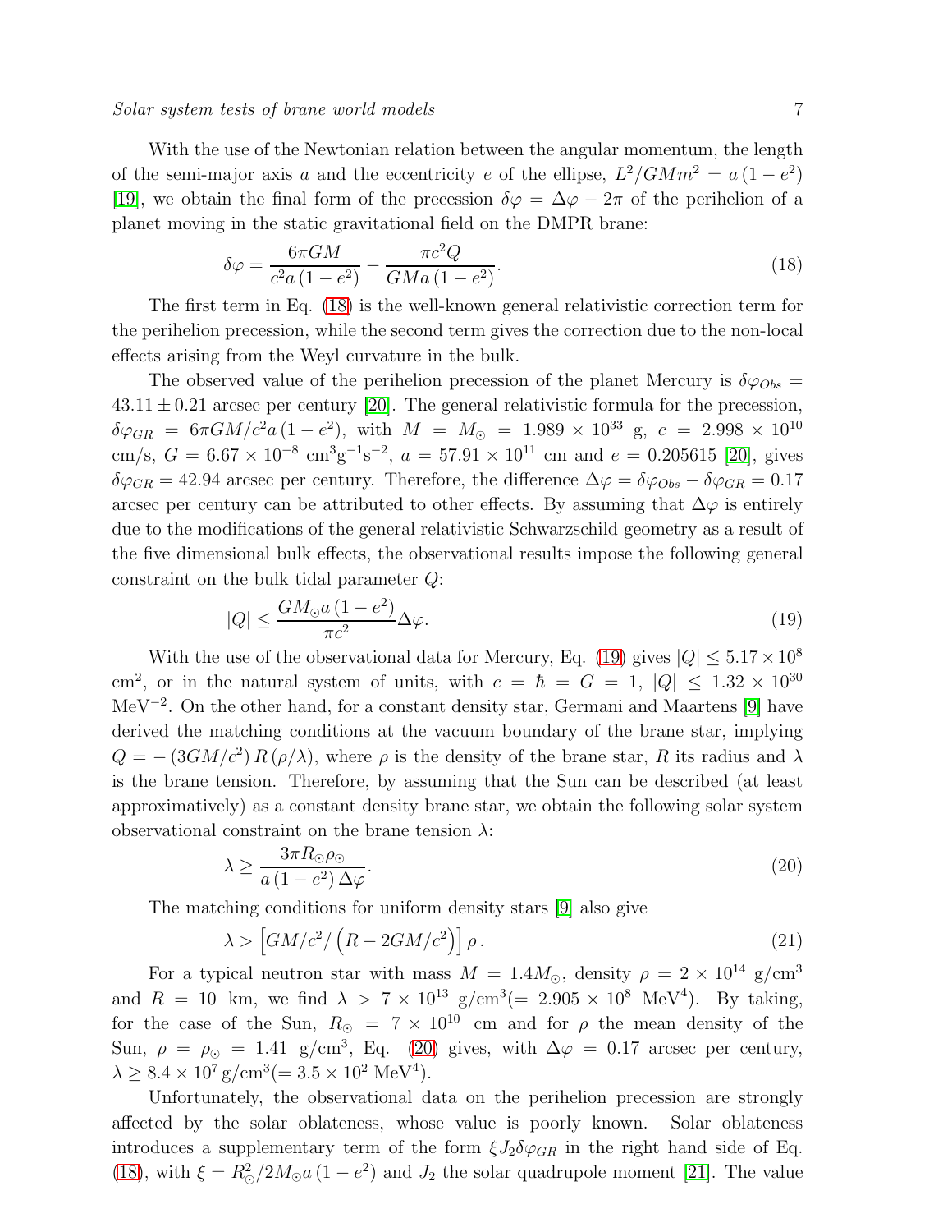With the use of the Newtonian relation between the angular momentum, the length of the semi-major axis $a$ and the eccentricity $e$ of the ellipse, $L^2/GMm^2 = a\left(1-e^2\right)$ [19], we obtain the final form of the precession $\delta\varphi = \Delta\varphi - 2\pi$ of the perihelion of a planet moving in the static gravitational field on the DMPR brane:

$$\delta\varphi = \frac{6\pi GM}{c^2 a\left(1-e^2\right)} - \frac{\pi c^2 Q}{GMa\left(1-e^2\right)}. \tag{18}$$

The first term in Eq. (18) is the well-known general relativistic correction term for the perihelion precession, while the second term gives the correction due to the non-local effects arising from the Weyl curvature in the bulk.

The observed value of the perihelion precession of the planet Mercury is $\delta\varphi_{Obs} = 43.11 \pm 0.21$ arcsec per century [20]. The general relativistic formula for the precession, $\delta\varphi_{GR} = 6\pi GM/c^2 a\left(1-e^2\right)$, with $M = M_\odot = 1.989 \times 10^{33}$ g, $c = 2.998 \times 10^{10}$ cm/s, $G = 6.67 \times 10^{-8}$ cm$^3$g$^{-1}$s$^{-2}$, $a = 57.91 \times 10^{11}$ cm and $e = 0.205615$ [20], gives $\delta\varphi_{GR} = 42.94$ arcsec per century. Therefore, the difference $\Delta\varphi = \delta\varphi_{Obs} - \delta\varphi_{GR} = 0.17$ arcsec per century can be attributed to other effects. By assuming that $\Delta\varphi$ is entirely due to the modifications of the general relativistic Schwarzschild geometry as a result of the five dimensional bulk effects, the observational results impose the following general constraint on the bulk tidal parameter $Q$:

$$|Q| \leq \frac{GM_\odot a\left(1-e^2\right)}{\pi c^2}\Delta\varphi. \tag{19}$$

With the use of the observational data for Mercury, Eq. (19) gives $|Q| \leq 5.17 \times 10^8$ cm$^2$, or in the natural system of units, with $c = \hbar = G = 1$, $|Q| \leq 1.32 \times 10^{30}$ MeV$^{-2}$. On the other hand, for a constant density star, Germani and Maartens [9] have derived the matching conditions at the vacuum boundary of the brane star, implying $Q = -\left(3GM/c^2\right)R\left(\rho/\lambda\right)$, where $\rho$ is the density of the brane star, $R$ its radius and $\lambda$ is the brane tension. Therefore, by assuming that the Sun can be described (at least approximatively) as a constant density brane star, we obtain the following solar system observational constraint on the brane tension $\lambda$:

$$\lambda \geq \frac{3\pi R_\odot \rho_\odot}{a\left(1-e^2\right)\Delta\varphi}. \tag{20}$$

The matching conditions for uniform density stars [9] also give

$$\lambda > \left[GM/c^2/\left(R - 2GM/c^2\right)\right]\rho. \tag{21}$$

For a typical neutron star with mass $M = 1.4M_\odot$, density $\rho = 2 \times 10^{14}$ g/cm$^3$ and $R = 10$ km, we find $\lambda > 7 \times 10^{13}$ g/cm$^3$($= 2.905 \times 10^8$ MeV$^4$). By taking, for the case of the Sun, $R_\odot = 7 \times 10^{10}$ cm and for $\rho$ the mean density of the Sun, $\rho = \rho_\odot = 1.41$ g/cm$^3$, Eq. (20) gives, with $\Delta\varphi = 0.17$ arcsec per century, $\lambda \geq 8.4 \times 10^7$ g/cm$^3$($= 3.5 \times 10^2$ MeV$^4$).

Unfortunately, the observational data on the perihelion precession are strongly affected by the solar oblateness, whose value is poorly known. Solar oblateness introduces a supplementary term of the form $\xi J_2 \delta\varphi_{GR}$ in the right hand side of Eq. (18), with $\xi = R_\odot^2/2M_\odot a\left(1-e^2\right)$ and $J_2$ the solar quadrupole moment [21]. The value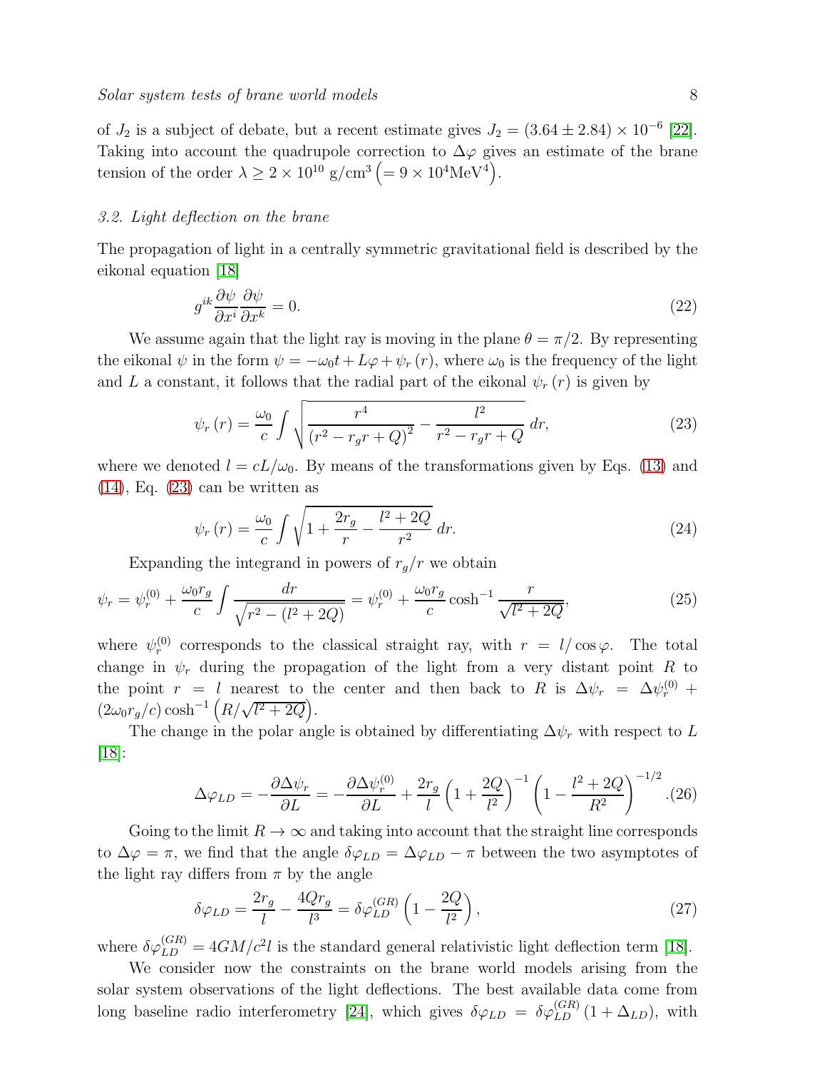of $J_2$ is a subject of debate, but a recent estimate gives $J_2 = (3.64 \pm 2.84) \times 10^{-6}$ [22]. Taking into account the quadrupole correction to $\Delta\varphi$ gives an estimate of the brane tension of the order $\lambda \geq 2 \times 10^{10}$ g/cm$^3$ $\left(= 9 \times 10^4 \text{MeV}^4\right)$.

### 3.2. Light deflection on the brane

The propagation of light in a centrally symmetric gravitational field is described by the eikonal equation [18]

$$g^{ik}\frac{\partial\psi}{\partial x^i}\frac{\partial\psi}{\partial x^k} = 0. \tag{22}$$

We assume again that the light ray is moving in the plane $\theta = \pi/2$. By representing the eikonal $\psi$ in the form $\psi = -\omega_0 t + L\varphi + \psi_r(r)$, where $\omega_0$ is the frequency of the light and $L$ a constant, it follows that the radial part of the eikonal $\psi_r(r)$ is given by

$$\psi_r(r) = \frac{\omega_0}{c}\int\sqrt{\frac{r^4}{\left(r^2 - r_g r + Q\right)^2} - \frac{l^2}{r^2 - r_g r + Q}}\,dr, \tag{23}$$

where we denoted $l = cL/\omega_0$. By means of the transformations given by Eqs. (13) and (14), Eq. (23) can be written as

$$\psi_r(r) = \frac{\omega_0}{c}\int\sqrt{1 + \frac{2r_g}{r} - \frac{l^2 + 2Q}{r^2}}\,dr. \tag{24}$$

Expanding the integrand in powers of $r_g/r$ we obtain

$$\psi_r = \psi_r^{(0)} + \frac{\omega_0 r_g}{c}\int\frac{dr}{\sqrt{r^2 - (l^2 + 2Q)}} = \psi_r^{(0)} + \frac{\omega_0 r_g}{c}\cosh^{-1}\frac{r}{\sqrt{l^2 + 2Q}}, \tag{25}$$

where $\psi_r^{(0)}$ corresponds to the classical straight ray, with $r = l/\cos\varphi$. The total change in $\psi_r$ during the propagation of the light from a very distant point $R$ to the point $r = l$ nearest to the center and then back to $R$ is $\Delta\psi_r = \Delta\psi_r^{(0)} + (2\omega_0 r_g/c)\cosh^{-1}\left(R/\sqrt{l^2 + 2Q}\right)$.

The change in the polar angle is obtained by differentiating $\Delta\psi_r$ with respect to $L$ [18]:

$$\Delta\varphi_{LD} = -\frac{\partial\Delta\psi_r}{\partial L} = -\frac{\partial\Delta\psi_r^{(0)}}{\partial L} + \frac{2r_g}{l}\left(1 + \frac{2Q}{l^2}\right)^{-1}\left(1 - \frac{l^2 + 2Q}{R^2}\right)^{-1/2}. \tag{26}$$

Going to the limit $R \to \infty$ and taking into account that the straight line corresponds to $\Delta\varphi = \pi$, we find that the angle $\delta\varphi_{LD} = \Delta\varphi_{LD} - \pi$ between the two asymptotes of the light ray differs from $\pi$ by the angle

$$\delta\varphi_{LD} = \frac{2r_g}{l} - \frac{4Qr_g}{l^3} = \delta\varphi_{LD}^{(GR)}\left(1 - \frac{2Q}{l^2}\right), \tag{27}$$

where $\delta\varphi_{LD}^{(GR)} = 4GM/c^2 l$ is the standard general relativistic light deflection term [18].

We consider now the constraints on the brane world models arising from the solar system observations of the light deflections. The best available data come from long baseline radio interferometry [24], which gives $\delta\varphi_{LD} = \delta\varphi_{LD}^{(GR)}(1 + \Delta_{LD})$, with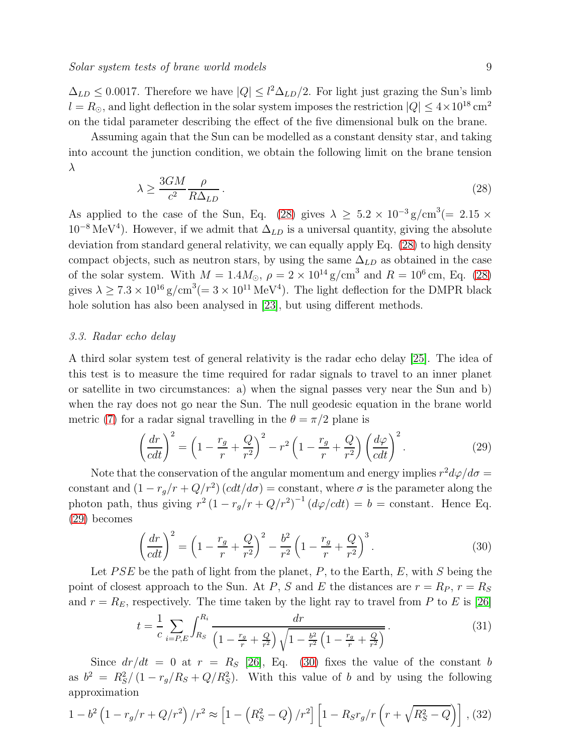$\Delta_{LD} \leq 0.0017$. Therefore we have $|Q| \leq l^2 \Delta_{LD}/2$. For light just grazing the Sun's limb $l = R_\odot$, and light deflection in the solar system imposes the restriction $|Q| \leq 4 \times 10^{18}\,\text{cm}^2$ on the tidal parameter describing the effect of the five dimensional bulk on the brane.

Assuming again that the Sun can be modelled as a constant density star, and taking into account the junction condition, we obtain the following limit on the brane tension $\lambda$

$$
\lambda \geq \frac{3GM}{c^2} \frac{\rho}{R \Delta_{LD}}\,. \tag{28}
$$

As applied to the case of the Sun, Eq. (28) gives $\lambda \geq 5.2 \times 10^{-3}\,\text{g/cm}^3 (= 2.15 \times 10^{-8}\,\text{MeV}^4)$. However, if we admit that $\Delta_{LD}$ is a universal quantity, giving the absolute deviation from standard general relativity, we can equally apply Eq. (28) to high density compact objects, such as neutron stars, by using the same $\Delta_{LD}$ as obtained in the case of the solar system. With $M = 1.4 M_\odot$, $\rho = 2 \times 10^{14}\,\text{g/cm}^3$ and $R = 10^6\,\text{cm}$, Eq. (28) gives $\lambda \geq 7.3 \times 10^{16}\,\text{g/cm}^3 (= 3 \times 10^{11}\,\text{MeV}^4)$. The light deflection for the DMPR black hole solution has also been analysed in [23], but using different methods.

### *3.3. Radar echo delay*

A third solar system test of general relativity is the radar echo delay [25]. The idea of this test is to measure the time required for radar signals to travel to an inner planet or satellite in two circumstances: a) when the signal passes very near the Sun and b) when the ray does not go near the Sun. The null geodesic equation in the brane world metric (7) for a radar signal travelling in the $\theta = \pi/2$ plane is

$$
\left(\frac{dr}{cdt}\right)^2 = \left(1 - \frac{r_g}{r} + \frac{Q}{r^2}\right)^2 - r^2 \left(1 - \frac{r_g}{r} + \frac{Q}{r^2}\right) \left(\frac{d\varphi}{cdt}\right)^2. \tag{29}
$$

Note that the conservation of the angular momentum and energy implies $r^2 d\varphi/d\sigma =$ constant and $\left(1 - r_g/r + Q/r^2\right)(cdt/d\sigma) =$ constant, where $\sigma$ is the parameter along the photon path, thus giving $r^2 \left(1 - r_g/r + Q/r^2\right)^{-1} (d\varphi/cdt) = b =$ constant. Hence Eq. (29) becomes

$$
\left(\frac{dr}{cdt}\right)^2 = \left(1 - \frac{r_g}{r} + \frac{Q}{r^2}\right)^2 - \frac{b^2}{r^2} \left(1 - \frac{r_g}{r} + \frac{Q}{r^2}\right)^3. \tag{30}
$$

Let $PSE$ be the path of light from the planet, $P$, to the Earth, $E$, with $S$ being the point of closest approach to the Sun. At $P$, $S$ and $E$ the distances are $r = R_P$, $r = R_S$ and $r = R_E$, respectively. The time taken by the light ray to travel from $P$ to $E$ is [26]

$$
t = \frac{1}{c} \sum_{i=P,E} \int_{R_S}^{R_i} \frac{dr}{\left(1 - \frac{r_g}{r} + \frac{Q}{r^2}\right) \sqrt{1 - \frac{b^2}{r^2}\left(1 - \frac{r_g}{r} + \frac{Q}{r^2}\right)}}\,. \tag{31}
$$

Since $dr/dt = 0$ at $r = R_S$ [26], Eq. (30) fixes the value of the constant $b$ as $b^2 = R_S^2/\left(1 - r_g/R_S + Q/R_S^2\right)$. With this value of $b$ and by using the following approximation

$$
1 - b^2 \left(1 - r_g/r + Q/r^2\right)/r^2 \approx \left[1 - \left(R_S^2 - Q\right)/r^2\right] \left[1 - R_S r_g/r \left(r + \sqrt{R_S^2 - Q}\right)\right], \tag{32}
$$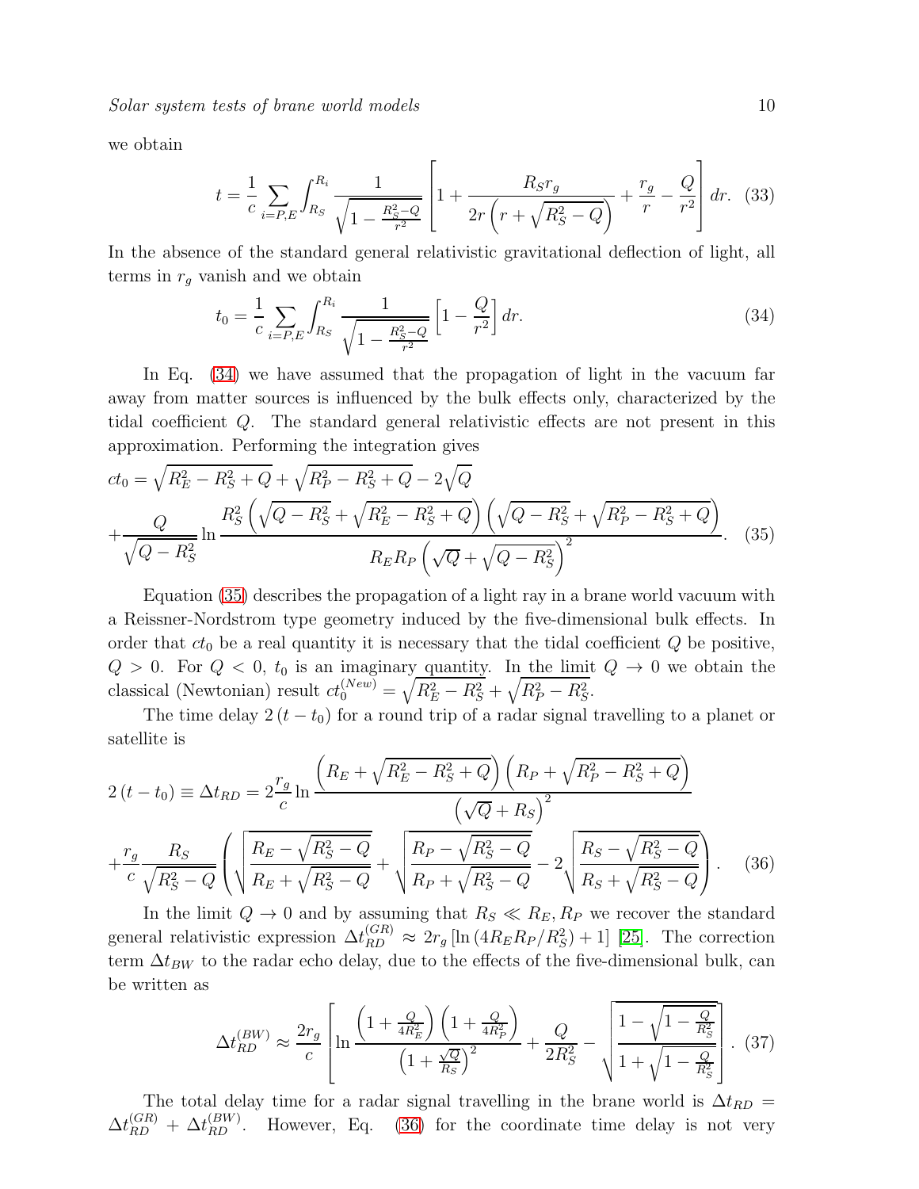we obtain

$$t=\frac{1}{c}\sum_{i=P,E}\int_{R_S}^{R_i}\frac{1}{\sqrt{1-\frac{R_S^2-Q}{r^2}}}\left[1+\frac{R_S r_g}{2r\left(r+\sqrt{R_S^2-Q}\right)}+\frac{r_g}{r}-\frac{Q}{r^2}\right]dr. \quad (33)$$

In the absence of the standard general relativistic gravitational deflection of light, all terms in $r_g$ vanish and we obtain

$$t_0=\frac{1}{c}\sum_{i=P,E}\int_{R_S}^{R_i}\frac{1}{\sqrt{1-\frac{R_S^2-Q}{r^2}}}\left[1-\frac{Q}{r^2}\right]dr. \quad (34)$$

In Eq. (34) we have assumed that the propagation of light in the vacuum far away from matter sources is influenced by the bulk effects only, characterized by the tidal coefficient $Q$. The standard general relativistic effects are not present in this approximation. Performing the integration gives

$$ct_0=\sqrt{R_E^2-R_S^2+Q}+\sqrt{R_P^2-R_S^2+Q}-2\sqrt{Q}$$
$$+\frac{Q}{\sqrt{Q-R_S^2}}\ln\frac{R_S^2\left(\sqrt{Q-R_S^2}+\sqrt{R_E^2-R_S^2+Q}\right)\left(\sqrt{Q-R_S^2}+\sqrt{R_P^2-R_S^2+Q}\right)}{R_ER_P\left(\sqrt{Q}+\sqrt{Q-R_S^2}\right)^2}. \quad (35)$$

Equation (35) describes the propagation of a light ray in a brane world vacuum with a Reissner-Nordstrom type geometry induced by the five-dimensional bulk effects. In order that $ct_0$ be a real quantity it is necessary that the tidal coefficient $Q$ be positive, $Q>0$. For $Q<0$, $t_0$ is an imaginary quantity. In the limit $Q\rightarrow 0$ we obtain the classical (Newtonian) result $ct_0^{(New)}=\sqrt{R_E^2-R_S^2}+\sqrt{R_P^2-R_S^2}$.

The time delay $2\left(t-t_0\right)$ for a round trip of a radar signal travelling to a planet or satellite is

$$2\left(t-t_0\right)\equiv\Delta t_{RD}=2\frac{r_g}{c}\ln\frac{\left(R_E+\sqrt{R_E^2-R_S^2+Q}\right)\left(R_P+\sqrt{R_P^2-R_S^2+Q}\right)}{\left(\sqrt{Q}+R_S\right)^2}$$
$$+\frac{r_g}{c}\frac{R_S}{\sqrt{R_S^2-Q}}\left(\sqrt{\frac{R_E-\sqrt{R_S^2-Q}}{R_E+\sqrt{R_S^2-Q}}}+\sqrt{\frac{R_P-\sqrt{R_S^2-Q}}{R_P+\sqrt{R_S^2-Q}}}-2\sqrt{\frac{R_S-\sqrt{R_S^2-Q}}{R_S+\sqrt{R_S^2-Q}}}\right). \quad (36)$$

In the limit $Q\rightarrow 0$ and by assuming that $R_S\ll R_E,R_P$ we recover the standard general relativistic expression $\Delta t_{RD}^{(GR)}\approx 2r_g\left[\ln\left(4R_ER_P/R_S^2\right)+1\right]$ [25]. The correction term $\Delta t_{BW}$ to the radar echo delay, due to the effects of the five-dimensional bulk, can be written as

$$\Delta t_{RD}^{(BW)}\approx\frac{2r_g}{c}\left[\ln\frac{\left(1+\frac{Q}{4R_E^2}\right)\left(1+\frac{Q}{4R_P^2}\right)}{\left(1+\frac{\sqrt{Q}}{R_S}\right)^2}+\frac{Q}{2R_S^2}-\sqrt{\frac{1-\sqrt{1-\frac{Q}{R_S^2}}}{1+\sqrt{1-\frac{Q}{R_S^2}}}}\right]. \quad (37)$$

The total delay time for a radar signal travelling in the brane world is $\Delta t_{RD}=\Delta t_{RD}^{(GR)}+\Delta t_{RD}^{(BW)}$. However, Eq. (36) for the coordinate time delay is not very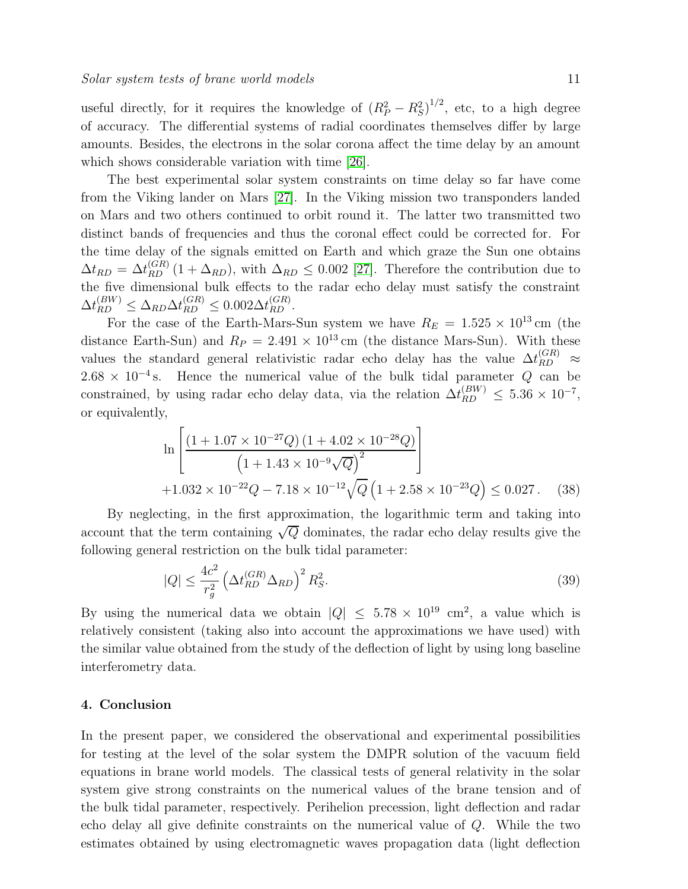useful directly, for it requires the knowledge of $(R_P^2 - R_S^2)^{1/2}$, etc, to a high degree of accuracy. The differential systems of radial coordinates themselves differ by large amounts. Besides, the electrons in the solar corona affect the time delay by an amount which shows considerable variation with time [26].

The best experimental solar system constraints on time delay so far have come from the Viking lander on Mars [27]. In the Viking mission two transponders landed on Mars and two others continued to orbit round it. The latter two transmitted two distinct bands of frequencies and thus the coronal effect could be corrected for. For the time delay of the signals emitted on Earth and which graze the Sun one obtains $\Delta t_{RD} = \Delta t_{RD}^{(GR)} (1 + \Delta_{RD})$, with $\Delta_{RD} \leq 0.002$ [27]. Therefore the contribution due to the five dimensional bulk effects to the radar echo delay must satisfy the constraint $\Delta t_{RD}^{(BW)} \leq \Delta_{RD} \Delta t_{RD}^{(GR)} \leq 0.002 \Delta t_{RD}^{(GR)}$.

For the case of the Earth-Mars-Sun system we have $R_E = 1.525 \times 10^{13}\,\mathrm{cm}$ (the distance Earth-Sun) and $R_P = 2.491 \times 10^{13}\,\mathrm{cm}$ (the distance Mars-Sun). With these values the standard general relativistic radar echo delay has the value $\Delta t_{RD}^{(GR)} \approx 2.68 \times 10^{-4}\,\mathrm{s}$. Hence the numerical value of the bulk tidal parameter $Q$ can be constrained, by using radar echo delay data, via the relation $\Delta t_{RD}^{(BW)} \leq 5.36 \times 10^{-7}$, or equivalently,

$$
\ln \left[ \frac{\left(1 + 1.07 \times 10^{-27} Q\right)\left(1 + 4.02 \times 10^{-28} Q\right)}{\left(1 + 1.43 \times 10^{-9} \sqrt{Q}\right)^2} \right]
$$
$$
+ 1.032 \times 10^{-22} Q - 7.18 \times 10^{-12} \sqrt{Q} \left(1 + 2.58 \times 10^{-23} Q\right) \leq 0.027 \,. \quad (38)
$$

By neglecting, in the first approximation, the logarithmic term and taking into account that the term containing $\sqrt{Q}$ dominates, the radar echo delay results give the following general restriction on the bulk tidal parameter:

$$
|Q| \leq \frac{4c^2}{r_g^2} \left(\Delta t_{RD}^{(GR)} \Delta_{RD}\right)^2 R_S^2. \quad (39)
$$

By using the numerical data we obtain $|Q| \leq 5.78 \times 10^{19}\ \mathrm{cm}^2$, a value which is relatively consistent (taking also into account the approximations we have used) with the similar value obtained from the study of the deflection of light by using long baseline interferometry data.

## 4. Conclusion

In the present paper, we considered the observational and experimental possibilities for testing at the level of the solar system the DMPR solution of the vacuum field equations in brane world models. The classical tests of general relativity in the solar system give strong constraints on the numerical values of the brane tension and of the bulk tidal parameter, respectively. Perihelion precession, light deflection and radar echo delay all give definite constraints on the numerical value of $Q$. While the two estimates obtained by using electromagnetic waves propagation data (light deflection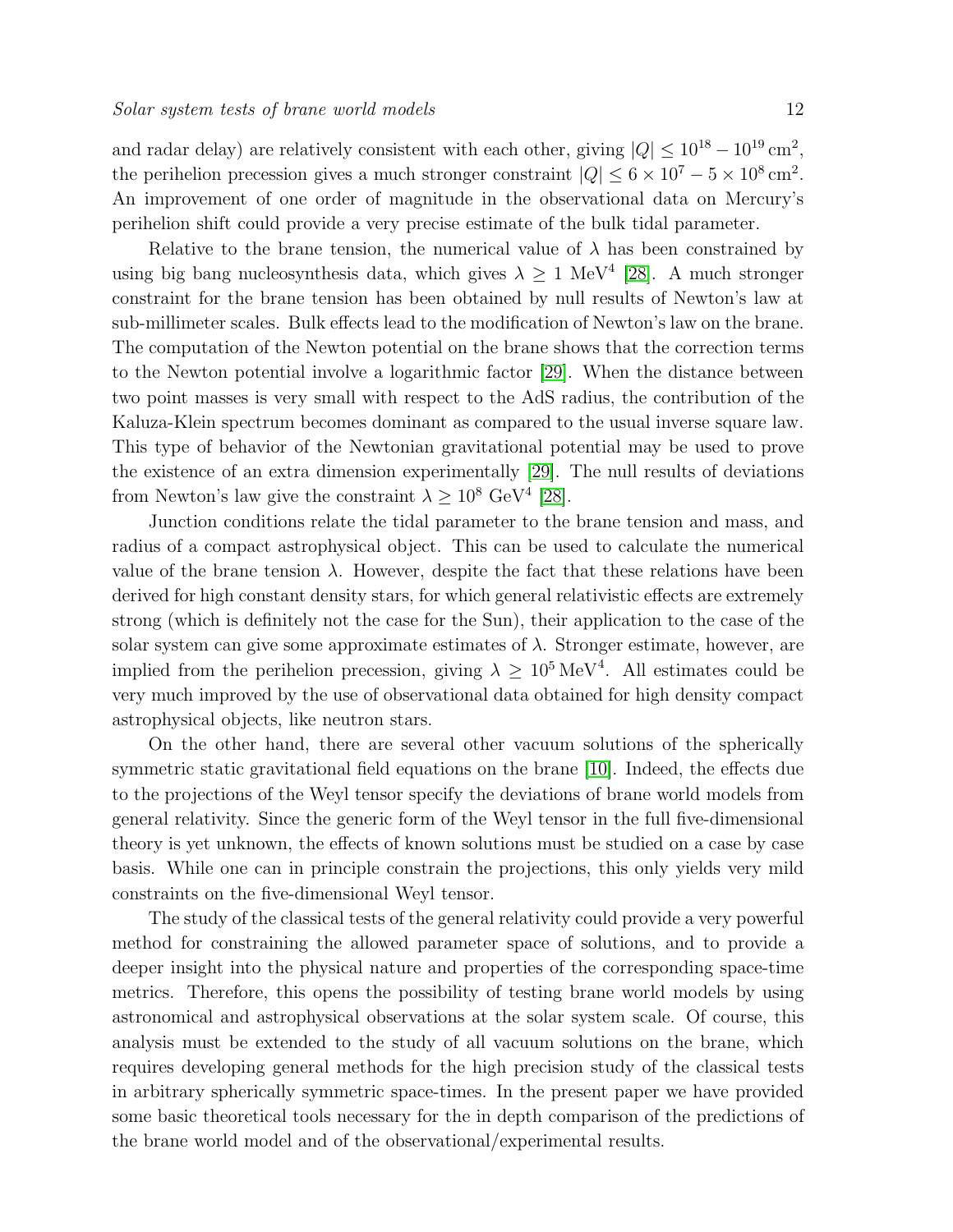and radar delay) are relatively consistent with each other, giving $|Q| \leq 10^{18} - 10^{19}\,\mathrm{cm}^2$, the perihelion precession gives a much stronger constraint $|Q| \leq 6 \times 10^{7} - 5 \times 10^{8}\,\mathrm{cm}^2$. An improvement of one order of magnitude in the observational data on Mercury's perihelion shift could provide a very precise estimate of the bulk tidal parameter.

Relative to the brane tension, the numerical value of $\lambda$ has been constrained by using big bang nucleosynthesis data, which gives $\lambda \geq 1$ MeV$^4$ [28]. A much stronger constraint for the brane tension has been obtained by null results of Newton's law at sub-millimeter scales. Bulk effects lead to the modification of Newton's law on the brane. The computation of the Newton potential on the brane shows that the correction terms to the Newton potential involve a logarithmic factor [29]. When the distance between two point masses is very small with respect to the AdS radius, the contribution of the Kaluza-Klein spectrum becomes dominant as compared to the usual inverse square law. This type of behavior of the Newtonian gravitational potential may be used to prove the existence of an extra dimension experimentally [29]. The null results of deviations from Newton's law give the constraint $\lambda \geq 10^8$ GeV$^4$ [28].

Junction conditions relate the tidal parameter to the brane tension and mass, and radius of a compact astrophysical object. This can be used to calculate the numerical value of the brane tension $\lambda$. However, despite the fact that these relations have been derived for high constant density stars, for which general relativistic effects are extremely strong (which is definitely not the case for the Sun), their application to the case of the solar system can give some approximate estimates of $\lambda$. Stronger estimate, however, are implied from the perihelion precession, giving $\lambda \geq 10^5\,\mathrm{MeV}^4$. All estimates could be very much improved by the use of observational data obtained for high density compact astrophysical objects, like neutron stars.

On the other hand, there are several other vacuum solutions of the spherically symmetric static gravitational field equations on the brane [10]. Indeed, the effects due to the projections of the Weyl tensor specify the deviations of brane world models from general relativity. Since the generic form of the Weyl tensor in the full five-dimensional theory is yet unknown, the effects of known solutions must be studied on a case by case basis. While one can in principle constrain the projections, this only yields very mild constraints on the five-dimensional Weyl tensor.

The study of the classical tests of the general relativity could provide a very powerful method for constraining the allowed parameter space of solutions, and to provide a deeper insight into the physical nature and properties of the corresponding space-time metrics. Therefore, this opens the possibility of testing brane world models by using astronomical and astrophysical observations at the solar system scale. Of course, this analysis must be extended to the study of all vacuum solutions on the brane, which requires developing general methods for the high precision study of the classical tests in arbitrary spherically symmetric space-times. In the present paper we have provided some basic theoretical tools necessary for the in depth comparison of the predictions of the brane world model and of the observational/experimental results.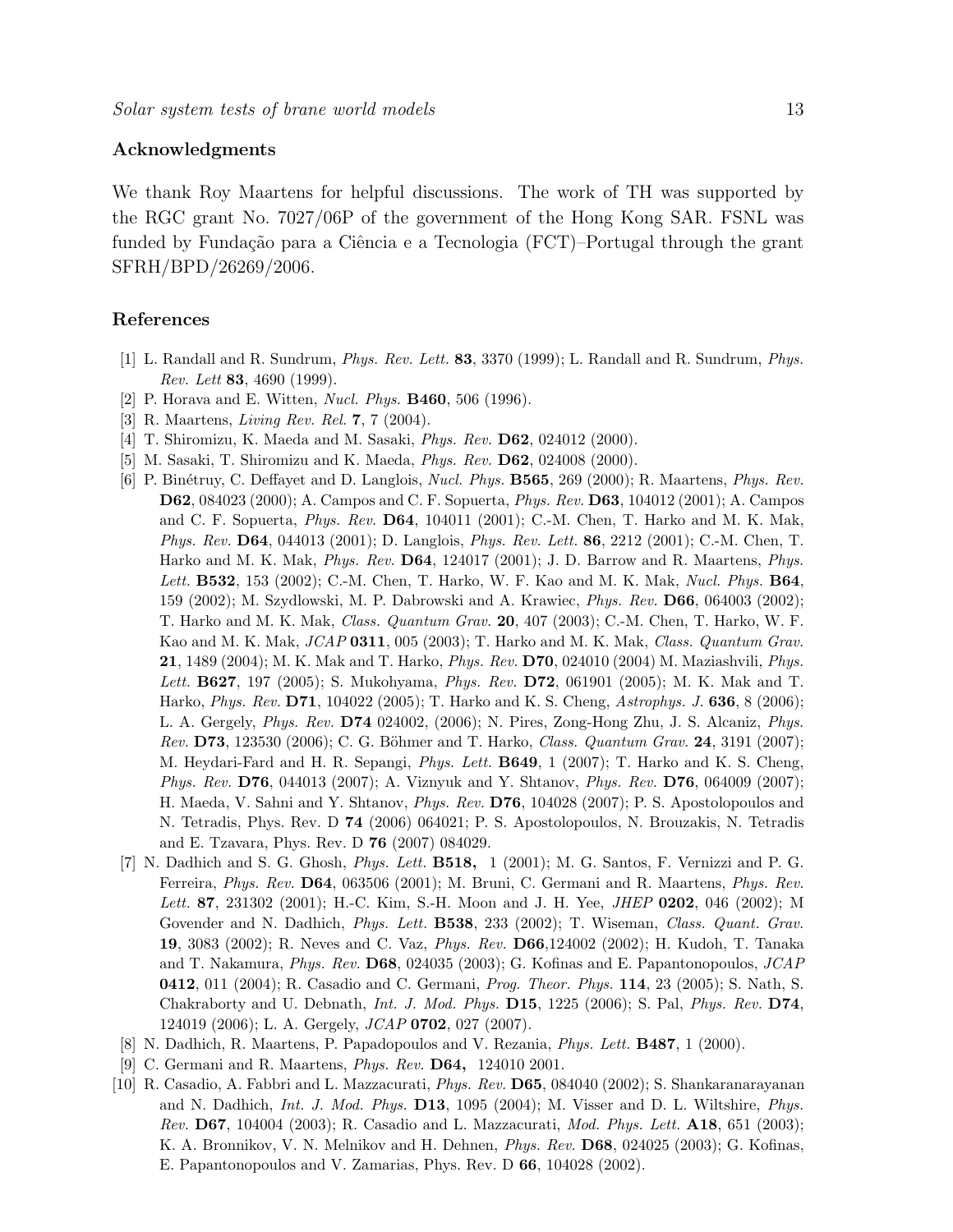## Acknowledgments

We thank Roy Maartens for helpful discussions. The work of TH was supported by the RGC grant No. 7027/06P of the government of the Hong Kong SAR. FSNL was funded by Fundação para a Ciência e a Tecnologia (FCT)–Portugal through the grant SFRH/BPD/26269/2006.

## References

[1] L. Randall and R. Sundrum, *Phys. Rev. Lett.* **83**, 3370 (1999); L. Randall and R. Sundrum, *Phys. Rev. Lett* **83**, 4690 (1999).

[2] P. Horava and E. Witten, *Nucl. Phys.* **B460**, 506 (1996).

[3] R. Maartens, *Living Rev. Rel.* **7**, 7 (2004).

[4] T. Shiromizu, K. Maeda and M. Sasaki, *Phys. Rev.* **D62**, 024012 (2000).

[5] M. Sasaki, T. Shiromizu and K. Maeda, *Phys. Rev.* **D62**, 024008 (2000).

[6] P. Binétruy, C. Deffayet and D. Langlois, *Nucl. Phys.* **B565**, 269 (2000); R. Maartens, *Phys. Rev.* **D62**, 084023 (2000); A. Campos and C. F. Sopuerta, *Phys. Rev.* **D63**, 104012 (2001); A. Campos and C. F. Sopuerta, *Phys. Rev.* **D64**, 104011 (2001); C.-M. Chen, T. Harko and M. K. Mak, *Phys. Rev.* **D64**, 044013 (2001); D. Langlois, *Phys. Rev. Lett.* **86**, 2212 (2001); C.-M. Chen, T. Harko and M. K. Mak, *Phys. Rev.* **D64**, 124017 (2001); J. D. Barrow and R. Maartens, *Phys. Lett.* **B532**, 153 (2002); C.-M. Chen, T. Harko, W. F. Kao and M. K. Mak, *Nucl. Phys.* **B64**, 159 (2002); M. Szydlowski, M. P. Dabrowski and A. Krawiec, *Phys. Rev.* **D66**, 064003 (2002); T. Harko and M. K. Mak, *Class. Quantum Grav.* **20**, 407 (2003); C.-M. Chen, T. Harko, W. F. Kao and M. K. Mak, *JCAP* **0311**, 005 (2003); T. Harko and M. K. Mak, *Class. Quantum Grav.* **21**, 1489 (2004); M. K. Mak and T. Harko, *Phys. Rev.* **D70**, 024010 (2004) M. Maziashvili, *Phys. Lett.* **B627**, 197 (2005); S. Mukohyama, *Phys. Rev.* **D72**, 061901 (2005); M. K. Mak and T. Harko, *Phys. Rev.* **D71**, 104022 (2005); T. Harko and K. S. Cheng, *Astrophys. J.* **636**, 8 (2006); L. A. Gergely, *Phys. Rev.* **D74** 024002, (2006); N. Pires, Zong-Hong Zhu, J. S. Alcaniz, *Phys. Rev.* **D73**, 123530 (2006); C. G. Böhmer and T. Harko, *Class. Quantum Grav.* **24**, 3191 (2007); M. Heydari-Fard and H. R. Sepangi, *Phys. Lett.* **B649**, 1 (2007); T. Harko and K. S. Cheng, *Phys. Rev.* **D76**, 044013 (2007); A. Viznyuk and Y. Shtanov, *Phys. Rev.* **D76**, 064009 (2007); H. Maeda, V. Sahni and Y. Shtanov, *Phys. Rev.* **D76**, 104028 (2007); P. S. Apostolopoulos and N. Tetradis, Phys. Rev. D **74** (2006) 064021; P. S. Apostolopoulos, N. Brouzakis, N. Tetradis and E. Tzavara, Phys. Rev. D **76** (2007) 084029.

[7] N. Dadhich and S. G. Ghosh, *Phys. Lett.* **B518,** 1 (2001); M. G. Santos, F. Vernizzi and P. G. Ferreira, *Phys. Rev.* **D64**, 063506 (2001); M. Bruni, C. Germani and R. Maartens, *Phys. Rev. Lett.* **87**, 231302 (2001); H.-C. Kim, S.-H. Moon and J. H. Yee, *JHEP* **0202**, 046 (2002); M Govender and N. Dadhich, *Phys. Lett.* **B538**, 233 (2002); T. Wiseman, *Class. Quant. Grav.* **19**, 3083 (2002); R. Neves and C. Vaz, *Phys. Rev.* **D66**,124002 (2002); H. Kudoh, T. Tanaka and T. Nakamura, *Phys. Rev.* **D68**, 024035 (2003); G. Kofinas and E. Papantonopoulos, *JCAP* **0412**, 011 (2004); R. Casadio and C. Germani, *Prog. Theor. Phys.* **114**, 23 (2005); S. Nath, S. Chakraborty and U. Debnath, *Int. J. Mod. Phys.* **D15**, 1225 (2006); S. Pal, *Phys. Rev.* **D74**, 124019 (2006); L. A. Gergely, *JCAP* **0702**, 027 (2007).

[8] N. Dadhich, R. Maartens, P. Papadopoulos and V. Rezania, *Phys. Lett.* **B487**, 1 (2000).

[9] C. Germani and R. Maartens, *Phys. Rev.* **D64,** 124010 2001.

[10] R. Casadio, A. Fabbri and L. Mazzacurati, *Phys. Rev.* **D65**, 084040 (2002); S. Shankaranarayanan and N. Dadhich, *Int. J. Mod. Phys.* **D13**, 1095 (2004); M. Visser and D. L. Wiltshire, *Phys. Rev.* **D67**, 104004 (2003); R. Casadio and L. Mazzacurati, *Mod. Phys. Lett.* **A18**, 651 (2003); K. A. Bronnikov, V. N. Melnikov and H. Dehnen, *Phys. Rev.* **D68**, 024025 (2003); G. Kofinas, E. Papantonopoulos and V. Zamarias, Phys. Rev. D **66**, 104028 (2002).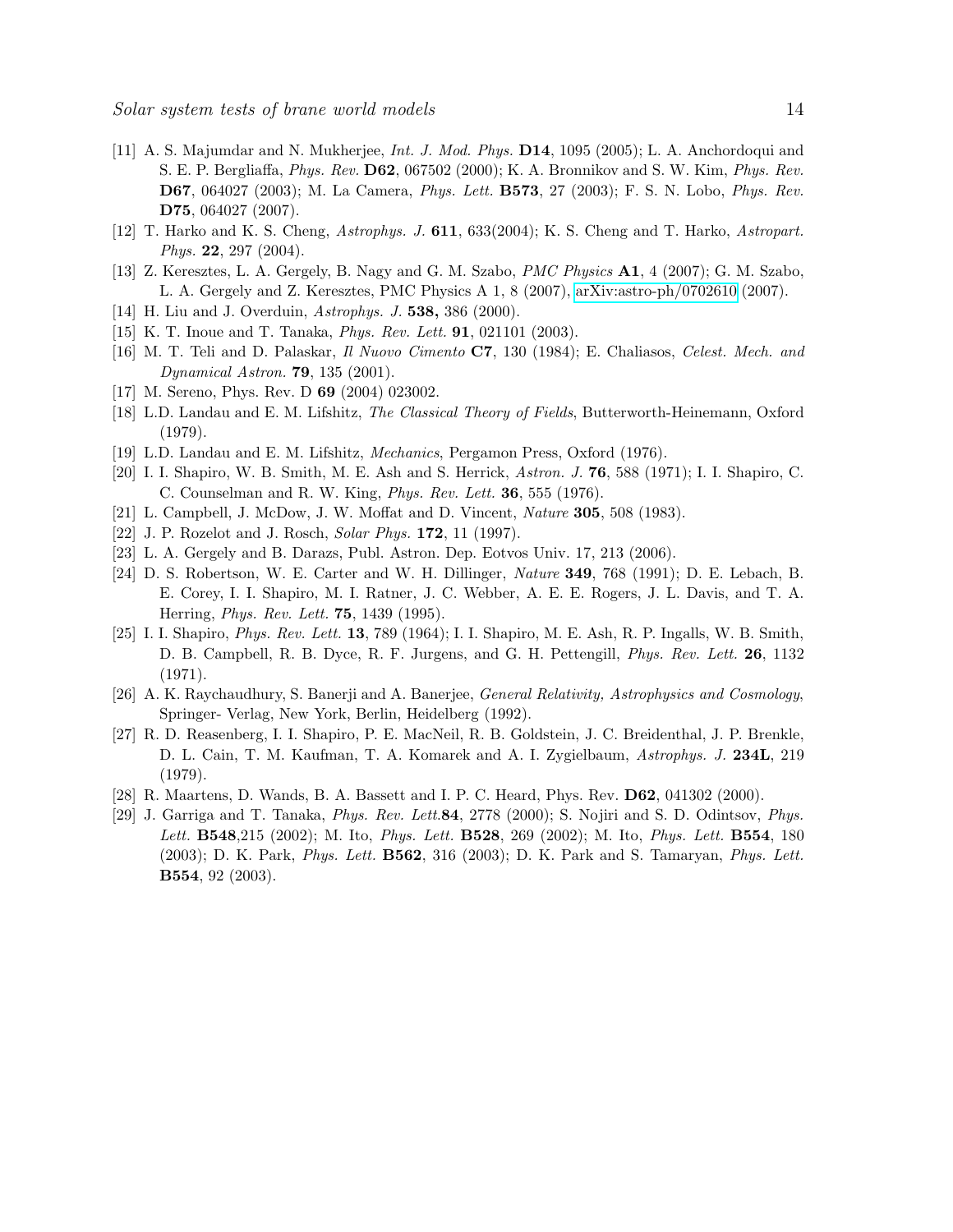[11] A. S. Majumdar and N. Mukherjee, *Int. J. Mod. Phys.* **D14**, 1095 (2005); L. A. Anchordoqui and S. E. P. Bergliaffa, *Phys. Rev.* **D62**, 067502 (2000); K. A. Bronnikov and S. W. Kim, *Phys. Rev.* **D67**, 064027 (2003); M. La Camera, *Phys. Lett.* **B573**, 27 (2003); F. S. N. Lobo, *Phys. Rev.* **D75**, 064027 (2007).

[12] T. Harko and K. S. Cheng, *Astrophys. J.* **611**, 633(2004); K. S. Cheng and T. Harko, *Astropart. Phys.* **22**, 297 (2004).

[13] Z. Keresztes, L. A. Gergely, B. Nagy and G. M. Szabo, *PMC Physics* **A1**, 4 (2007); G. M. Szabo, L. A. Gergely and Z. Keresztes, PMC Physics A 1, 8 (2007), arXiv:astro-ph/0702610 (2007).

[14] H. Liu and J. Overduin, *Astrophys. J.* **538,** 386 (2000).

[15] K. T. Inoue and T. Tanaka, *Phys. Rev. Lett.* **91**, 021101 (2003).

[16] M. T. Teli and D. Palaskar, *Il Nuovo Cimento* **C7**, 130 (1984); E. Chaliasos, *Celest. Mech. and Dynamical Astron.* **79**, 135 (2001).

[17] M. Sereno, Phys. Rev. D **69** (2004) 023002.

[18] L.D. Landau and E. M. Lifshitz, *The Classical Theory of Fields*, Butterworth-Heinemann, Oxford (1979).

[19] L.D. Landau and E. M. Lifshitz, *Mechanics*, Pergamon Press, Oxford (1976).

[20] I. I. Shapiro, W. B. Smith, M. E. Ash and S. Herrick, *Astron. J.* **76**, 588 (1971); I. I. Shapiro, C. C. Counselman and R. W. King, *Phys. Rev. Lett.* **36**, 555 (1976).

[21] L. Campbell, J. McDow, J. W. Moffat and D. Vincent, *Nature* **305**, 508 (1983).

[22] J. P. Rozelot and J. Rosch, *Solar Phys.* **172**, 11 (1997).

[23] L. A. Gergely and B. Darazs, Publ. Astron. Dep. Eotvos Univ. 17, 213 (2006).

[24] D. S. Robertson, W. E. Carter and W. H. Dillinger, *Nature* **349**, 768 (1991); D. E. Lebach, B. E. Corey, I. I. Shapiro, M. I. Ratner, J. C. Webber, A. E. E. Rogers, J. L. Davis, and T. A. Herring, *Phys. Rev. Lett.* **75**, 1439 (1995).

[25] I. I. Shapiro, *Phys. Rev. Lett.* **13**, 789 (1964); I. I. Shapiro, M. E. Ash, R. P. Ingalls, W. B. Smith, D. B. Campbell, R. B. Dyce, R. F. Jurgens, and G. H. Pettengill, *Phys. Rev. Lett.* **26**, 1132 (1971).

[26] A. K. Raychaudhury, S. Banerji and A. Banerjee, *General Relativity, Astrophysics and Cosmology*, Springer- Verlag, New York, Berlin, Heidelberg (1992).

[27] R. D. Reasenberg, I. I. Shapiro, P. E. MacNeil, R. B. Goldstein, J. C. Breidenthal, J. P. Brenkle, D. L. Cain, T. M. Kaufman, T. A. Komarek and A. I. Zygielbaum, *Astrophys. J.* **234L**, 219 (1979).

[28] R. Maartens, D. Wands, B. A. Bassett and I. P. C. Heard, Phys. Rev. **D62**, 041302 (2000).

[29] J. Garriga and T. Tanaka, *Phys. Rev. Lett.***84**, 2778 (2000); S. Nojiri and S. D. Odintsov, *Phys. Lett.* **B548**,215 (2002); M. Ito, *Phys. Lett.* **B528**, 269 (2002); M. Ito, *Phys. Lett.* **B554**, 180 (2003); D. K. Park, *Phys. Lett.* **B562**, 316 (2003); D. K. Park and S. Tamaryan, *Phys. Lett.* **B554**, 92 (2003).